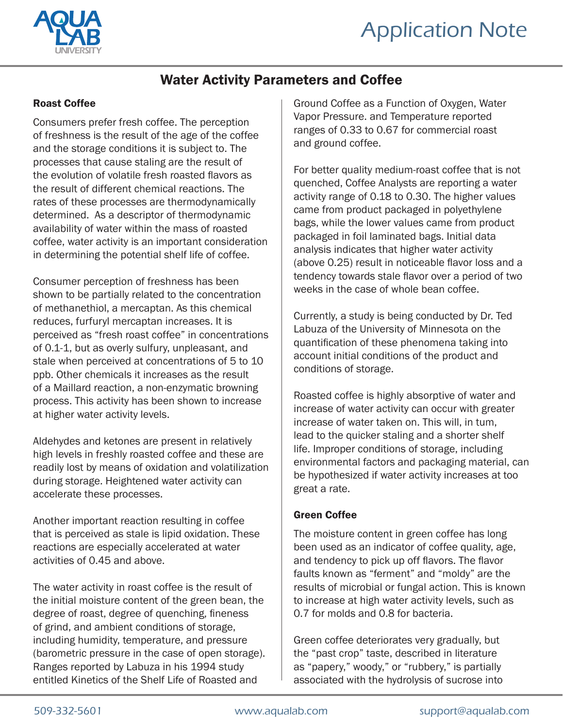# Water Activity Parameters and Coffee

## Roast Coffee

Consumers prefer fresh coffee. The perception of freshness is the result of the age of the coffee and the storage conditions it is subject to. The processes that cause staling are the result of the evolution of volatile fresh roasted flavors as the result of different chemical reactions. The rates of these processes are thermodynamically determined. As a descriptor of thermodynamic availability of water within the mass of roasted coffee, water activity is an important consideration in determining the potential shelf life of coffee.

Consumer perception of freshness has been shown to be partially related to the concentration of methanethiol, a mercaptan. As this chemical reduces, furfuryl mercaptan increases. It is perceived as "fresh roast coffee" in concentrations of 0.1-1, but as overly sulfury, unpleasant, and stale when perceived at concentrations of 5 to 10 ppb. Other chemicals it increases as the result of a Maillard reaction, a non-enzymatic browning process. This activity has been shown to increase at higher water activity levels.

Aldehydes and ketones are present in relatively high levels in freshly roasted coffee and these are readily lost by means of oxidation and volatilization during storage. Heightened water activity can accelerate these processes.

Another important reaction resulting in coffee that is perceived as stale is lipid oxidation. These reactions are especially accelerated at water activities of 0.45 and above.

The water activity in roast coffee is the result of the initial moisture content of the green bean, the degree of roast, degree of quenching, fineness of grind, and ambient conditions of storage, including humidity, temperature, and pressure (barometric pressure in the case of open storage). Ranges reported by Labuza in his 1994 study entitled Kinetics of the Shelf Life of Roasted and Ground Coffee as a Function of Oxygen, Water Vapor Pressure. and Temperature reported ranges of 0.33 to 0.67 for commercial roast and ground coffee.

For better quality medium-roast coffee that is not quenched, Coffee Analysts are reporting a water activity range of 0.18 to 0.30. The higher values came from product packaged in polyethylene bags, while the lower values came from product packaged in foil laminated bags. Initial data analysis indicates that higher water activity (above 0.25) result in noticeable flavor loss and a tendency towards stale flavor over a period of two weeks in the case of whole bean coffee.

Currently, a study is being conducted by Dr. Ted Labuza of the University of Minnesota on the quantification of these phenomena taking into account initial conditions of the product and conditions of storage.

Roasted coffee is highly absorptive of water and increase of water activity can occur with greater increase of water taken on. This will, in tum, lead to the quicker staling and a shorter shelf life. Improper conditions of storage, including environmental factors and packaging material, can be hypothesized if water activity increases at too great a rate.

## Green Coffee

The moisture content in green coffee has long been used as an indicator of coffee quality, age, and tendency to pick up off flavors. The flavor faults known as "ferment" and "moldy" are the results of microbial or fungal action. This is known to increase at high water activity levels, such as 0.7 for molds and 0.8 for bacteria.

Green coffee deteriorates very gradually, but the "past crop" taste, described in literature as "papery," woody," or "rubbery," is partially associated with the hydrolysis of sucrose into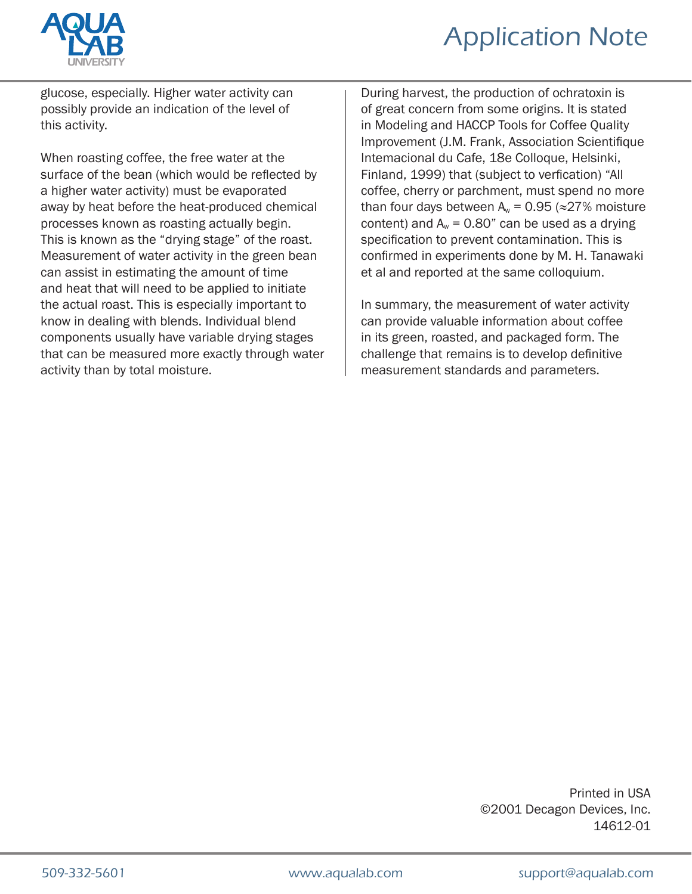glucose, especially. Higher water activity can possibly provide an indication of the level of this activity.

When roasting coffee, the free water at the surface of the bean (which would be reflected by a higher water activity) must be evaporated away by heat before the heat-produced chemical processes known as roasting actually begin. This is known as the “drying stage” of the roast. Measurement of water activity in the green bean can assist in estimating the amount of time and heat that will need to be applied to initiate the actual roast. This is especially important to know in dealing with blends. Individual blend components usually have variable drying stages that can be measured more exactly through water activity than by total moisture.

During harvest, the production of ochratoxin is of great concern from some origins. It is stated in Modeling and HACCP Tools for Coffee Quality Improvement (J.M. Frank, Association Scientifique Intemacional du Cafe, 18e Colloque, Helsinki, Finland, 1999) that (subject to verfication) “All coffee, cherry or parchment, must spend no more than four days between $A_w$ = 0.95 (≈27% moisture content) and $A_w$ = 0.80” can be used as a drying specification to prevent contamination. This is confirmed in experiments done by M. H. Tanawaki et al and reported at the same colloquium.

In summary, the measurement of water activity can provide valuable information about coffee in its green, roasted, and packaged form. The challenge that remains is to develop definitive measurement standards and parameters.

Printed in USA
©2001 Decagon Devices, Inc.
14612-01